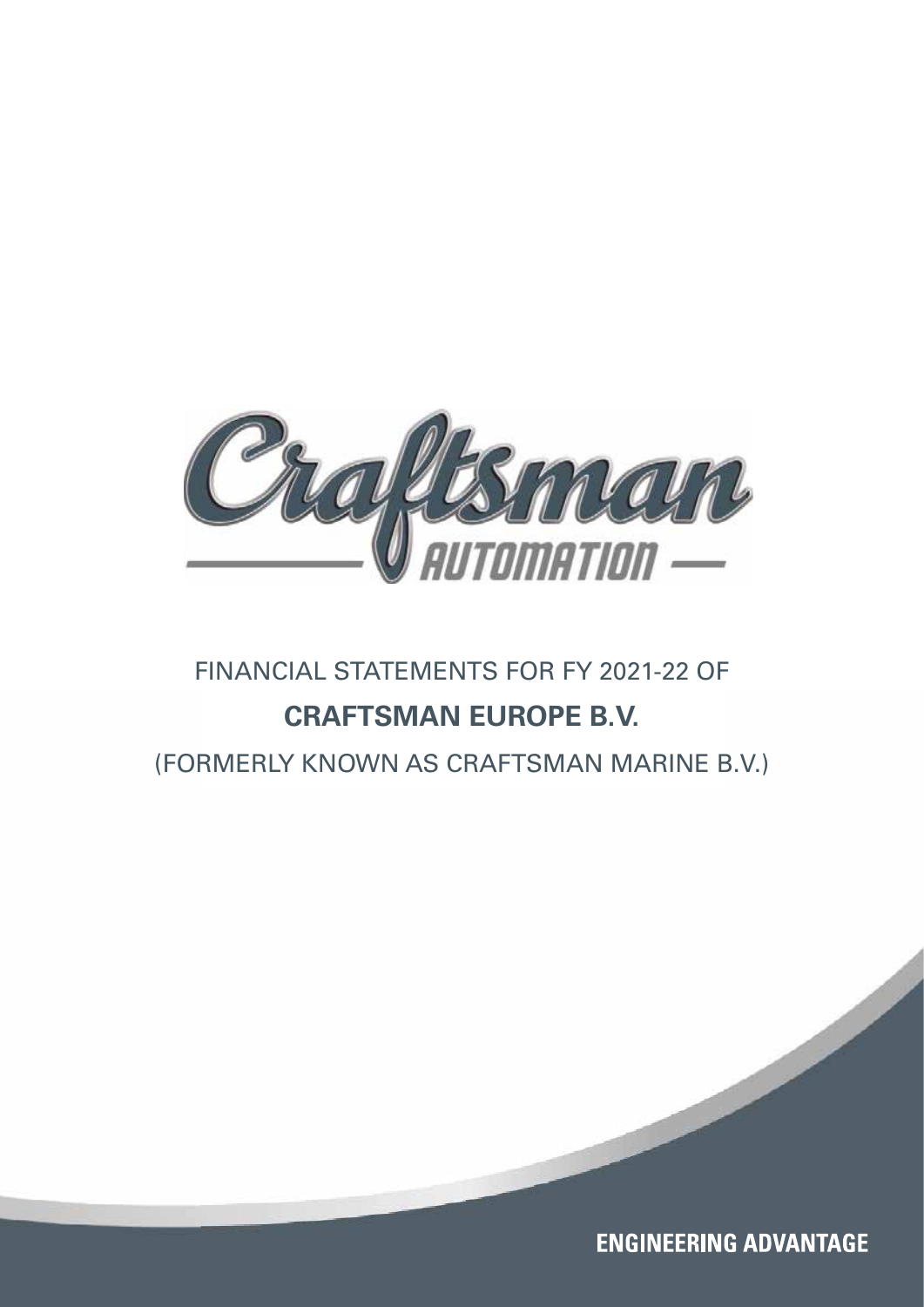Craftsman

AUTOMATION

FINANCIAL STATEMENTS FOR FY 2021-22 OF

# CRAFTSMAN EUROPE B.V.

(FORMERLY KNOWN AS CRAFTSMAN MARINE B.V.)

ENGINEERING ADVANTAGE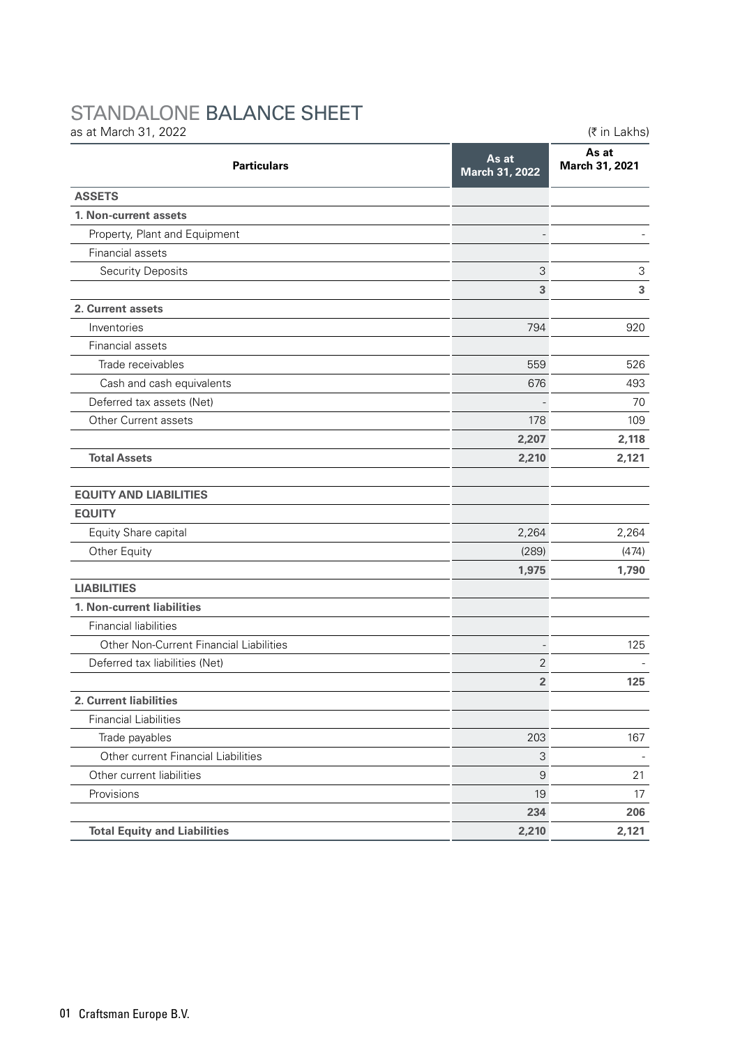# STANDALONE BALANCE SHEET

as at March 31, 2022

(₹ in Lakhs)

| Particulars | As at March 31, 2022 | As at March 31, 2021 |
|---|---|---|
| **ASSETS** | | |
| **1. Non-current assets** | | |
| Property, Plant and Equipment | - | - |
| Financial assets | | |
| Security Deposits | 3 | 3 |
| | **3** | **3** |
| **2. Current assets** | | |
| Inventories | 794 | 920 |
| Financial assets | | |
| Trade receivables | 559 | 526 |
| Cash and cash equivalents | 676 | 493 |
| Deferred tax assets (Net) | - | 70 |
| Other Current assets | 178 | 109 |
| | **2,207** | **2,118** |
| **Total Assets** | **2,210** | **2,121** |
| | | |
| **EQUITY AND LIABILITIES** | | |
| **EQUITY** | | |
| Equity Share capital | 2,264 | 2,264 |
| Other Equity | (289) | (474) |
| | **1,975** | **1,790** |
| **LIABILITIES** | | |
| **1. Non-current liabilities** | | |
| Financial liabilities | | |
| Other Non-Current Financial Liabilities | - | 125 |
| Deferred tax liabilities (Net) | 2 | - |
| | **2** | **125** |
| **2. Current liabilities** | | |
| Financial Liabilities | | |
| Trade payables | 203 | 167 |
| Other current Financial Liabilities | 3 | - |
| Other current liabilities | 9 | 21 |
| Provisions | 19 | 17 |
| | **234** | **206** |
| **Total Equity and Liabilities** | **2,210** | **2,121** |

Craftsman Europe B.V.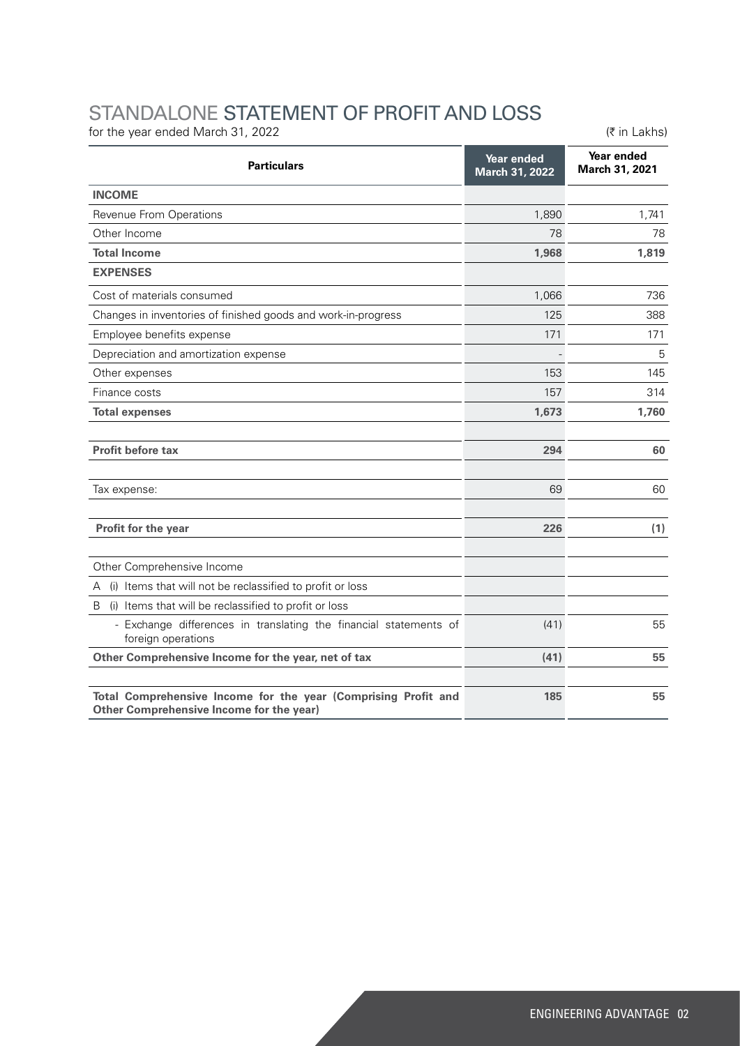# STANDALONE STATEMENT OF PROFIT AND LOSS

for the year ended March 31, 2022

(₹ in Lakhs)

| Particulars | Year ended March 31, 2022 | Year ended March 31, 2021 |
|---|---|---|
| **INCOME** | | |
| Revenue From Operations | 1,890 | 1,741 |
| Other Income | 78 | 78 |
| **Total Income** | **1,968** | **1,819** |
| **EXPENSES** | | |
| Cost of materials consumed | 1,066 | 736 |
| Changes in inventories of finished goods and work-in-progress | 125 | 388 |
| Employee benefits expense | 171 | 171 |
| Depreciation and amortization expense | - | 5 |
| Other expenses | 153 | 145 |
| Finance costs | 157 | 314 |
| **Total expenses** | **1,673** | **1,760** |
| | | |
| **Profit before tax** | **294** | **60** |
| | | |
| Tax expense: | 69 | 60 |
| | | |
| **Profit for the year** | **226** | **(1)** |
| | | |
| Other Comprehensive Income | | |
| A (i) Items that will not be reclassified to profit or loss | | |
| B (i) Items that will be reclassified to profit or loss | | |
| - Exchange differences in translating the financial statements of foreign operations | (41) | 55 |
| **Other Comprehensive Income for the year, net of tax** | **(41)** | **55** |
| | | |
| **Total Comprehensive Income for the year (Comprising Profit and Other Comprehensive Income for the year)** | **185** | **55** |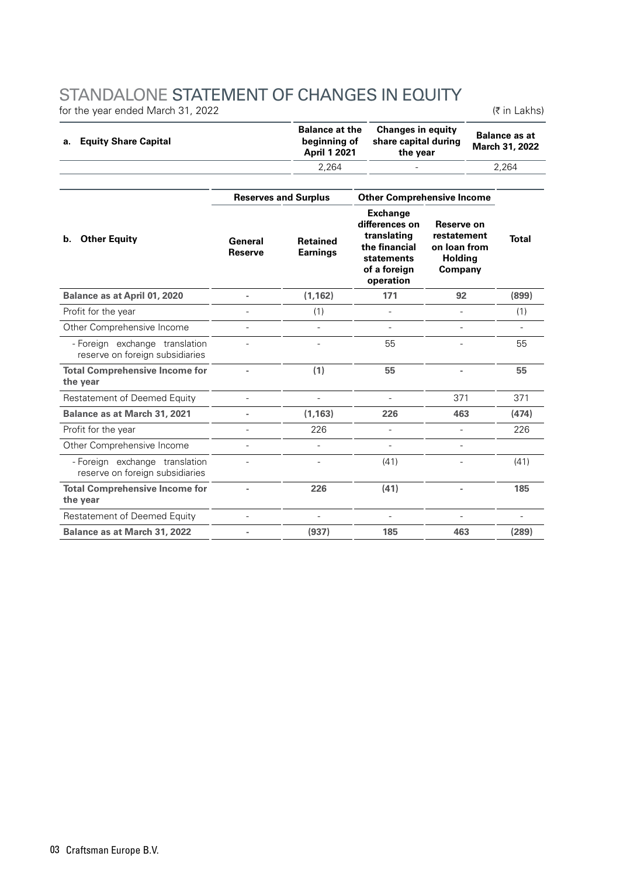# STANDALONE STATEMENT OF CHANGES IN EQUITY

for the year ended March 31, 2022

(₹ in Lakhs)

| a. Equity Share Capital | Balance at the beginning of April 1 2021 | Changes in equity share capital during the year | Balance as at March 31, 2022 |
|---|---|---|---|
| | 2,264 | - | 2,264 |

| b. Other Equity | Reserves and Surplus | | Other Comprehensive Income | | Total |
|---|---|---|---|---|---|
| | General Reserve | Retained Earnings | Exchange differences on translating the financial statements of a foreign operation | Reserve on restatement on loan from Holding Company | |
| **Balance as at April 01, 2020** | - | (1,162) | 171 | 92 | (899) |
| Profit for the year | - | (1) | - | - | (1) |
| Other Comprehensive Income | - | - | - | - | - |
| - Foreign exchange translation reserve on foreign subsidiaries | - | - | 55 | - | 55 |
| **Total Comprehensive Income for the year** | - | (1) | 55 | - | 55 |
| Restatement of Deemed Equity | - | - | - | 371 | 371 |
| **Balance as at March 31, 2021** | - | (1,163) | 226 | 463 | (474) |
| Profit for the year | - | 226 | - | - | 226 |
| Other Comprehensive Income | - | - | - | - | |
| - Foreign exchange translation reserve on foreign subsidiaries | - | - | (41) | - | (41) |
| **Total Comprehensive Income for the year** | - | 226 | (41) | - | 185 |
| Restatement of Deemed Equity | - | - | - | - | - |
| **Balance as at March 31, 2022** | - | (937) | 185 | 463 | (289) |

03 Craftsman Europe B.V.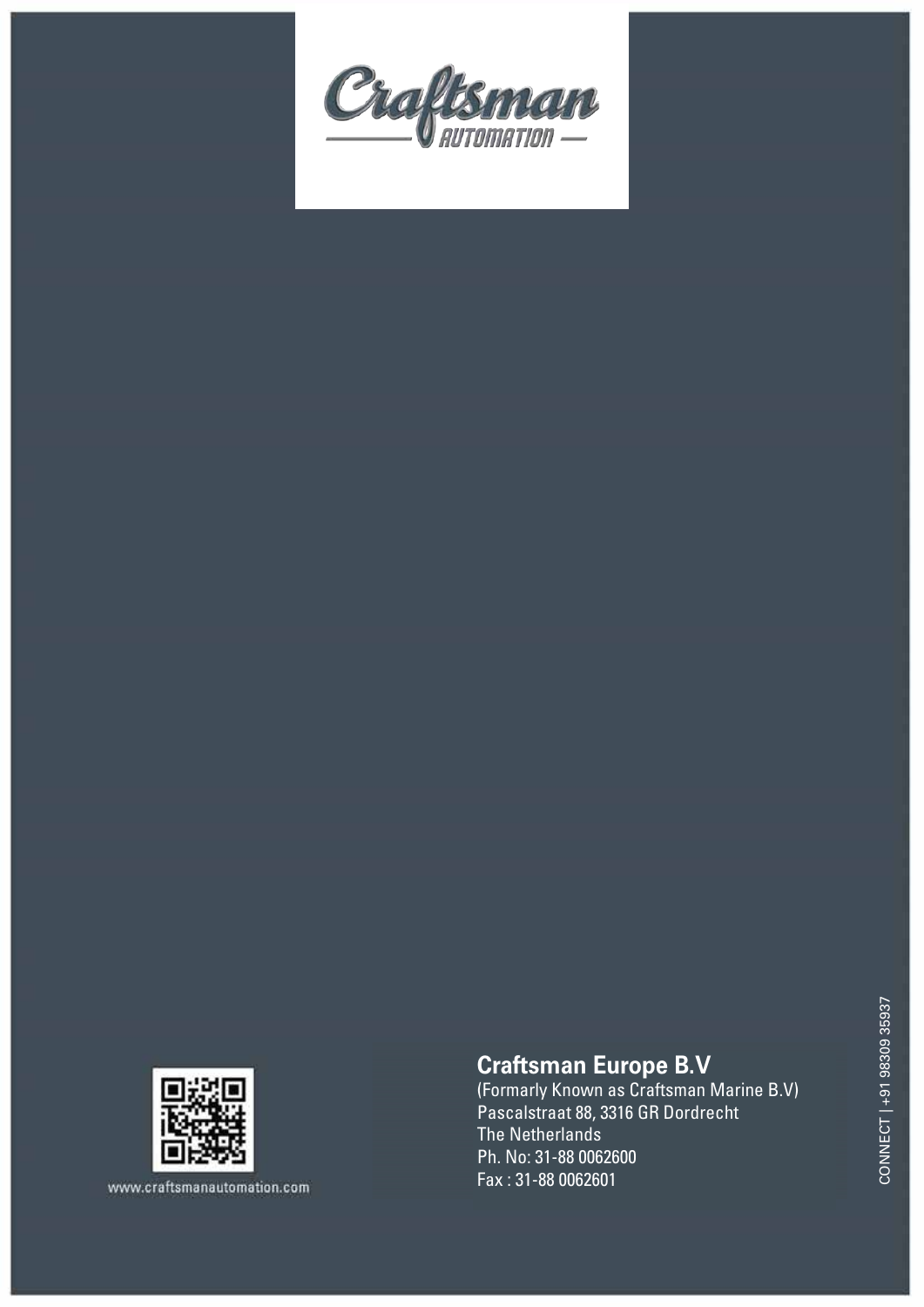Craftsman

AUTOMATION

www.craftsmanautomation.com

**Craftsman Europe B.V**

(Formarly Known as Craftsman Marine B.V)
Pascalstraat 88, 3316 GR Dordrecht
The Netherlands
Ph. No: 31-88 0062600
Fax : 31-88 0062601

CONNECT | +91 98309 35937